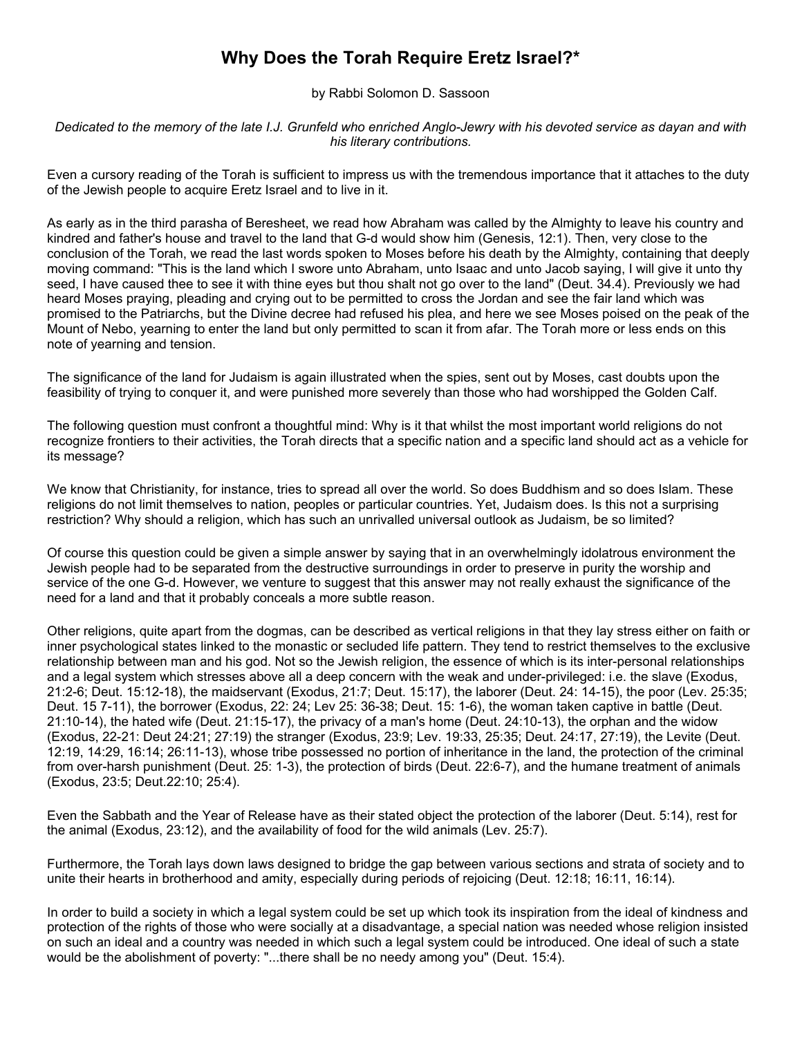# Why Does the Torah Require Eretz Israel?*

by Rabbi Solomon D. Sassoon

*Dedicated to the memory of the late I.J. Grunfeld who enriched Anglo-Jewry with his devoted service as dayan and with his literary contributions.*

Even a cursory reading of the Torah is sufficient to impress us with the tremendous importance that it attaches to the duty of the Jewish people to acquire Eretz Israel and to live in it.

As early as in the third parasha of Beresheet, we read how Abraham was called by the Almighty to leave his country and kindred and father's house and travel to the land that G-d would show him (Genesis, 12:1). Then, very close to the conclusion of the Torah, we read the last words spoken to Moses before his death by the Almighty, containing that deeply moving command: "This is the land which I swore unto Abraham, unto Isaac and unto Jacob saying, I will give it unto thy seed, I have caused thee to see it with thine eyes but thou shalt not go over to the land" (Deut. 34.4). Previously we had heard Moses praying, pleading and crying out to be permitted to cross the Jordan and see the fair land which was promised to the Patriarchs, but the Divine decree had refused his plea, and here we see Moses poised on the peak of the Mount of Nebo, yearning to enter the land but only permitted to scan it from afar. The Torah more or less ends on this note of yearning and tension.

The significance of the land for Judaism is again illustrated when the spies, sent out by Moses, cast doubts upon the feasibility of trying to conquer it, and were punished more severely than those who had worshipped the Golden Calf.

The following question must confront a thoughtful mind: Why is it that whilst the most important world religions do not recognize frontiers to their activities, the Torah directs that a specific nation and a specific land should act as a vehicle for its message?

We know that Christianity, for instance, tries to spread all over the world. So does Buddhism and so does Islam. These religions do not limit themselves to nation, peoples or particular countries. Yet, Judaism does. Is this not a surprising restriction? Why should a religion, which has such an unrivalled universal outlook as Judaism, be so limited?

Of course this question could be given a simple answer by saying that in an overwhelmingly idolatrous environment the Jewish people had to be separated from the destructive surroundings in order to preserve in purity the worship and service of the one G-d. However, we venture to suggest that this answer may not really exhaust the significance of the need for a land and that it probably conceals a more subtle reason.

Other religions, quite apart from the dogmas, can be described as vertical religions in that they lay stress either on faith or inner psychological states linked to the monastic or secluded life pattern. They tend to restrict themselves to the exclusive relationship between man and his god. Not so the Jewish religion, the essence of which is its inter-personal relationships and a legal system which stresses above all a deep concern with the weak and under-privileged: i.e. the slave (Exodus, 21:2-6; Deut. 15:12-18), the maidservant (Exodus, 21:7; Deut. 15:17), the laborer (Deut. 24: 14-15), the poor (Lev. 25:35; Deut. 15 7-11), the borrower (Exodus, 22: 24; Lev 25: 36-38; Deut. 15: 1-6), the woman taken captive in battle (Deut. 21:10-14), the hated wife (Deut. 21:15-17), the privacy of a man's home (Deut. 24:10-13), the orphan and the widow (Exodus, 22-21: Deut 24:21; 27:19) the stranger (Exodus, 23:9; Lev. 19:33, 25:35; Deut. 24:17, 27:19), the Levite (Deut. 12:19, 14:29, 16:14; 26:11-13), whose tribe possessed no portion of inheritance in the land, the protection of the criminal from over-harsh punishment (Deut. 25: 1-3), the protection of birds (Deut. 22:6-7), and the humane treatment of animals (Exodus, 23:5; Deut.22:10; 25:4).

Even the Sabbath and the Year of Release have as their stated object the protection of the laborer (Deut. 5:14), rest for the animal (Exodus, 23:12), and the availability of food for the wild animals (Lev. 25:7).

Furthermore, the Torah lays down laws designed to bridge the gap between various sections and strata of society and to unite their hearts in brotherhood and amity, especially during periods of rejoicing (Deut. 12:18; 16:11, 16:14).

In order to build a society in which a legal system could be set up which took its inspiration from the ideal of kindness and protection of the rights of those who were socially at a disadvantage, a special nation was needed whose religion insisted on such an ideal and a country was needed in which such a legal system could be introduced. One ideal of such a state would be the abolishment of poverty: "...there shall be no needy among you" (Deut. 15:4).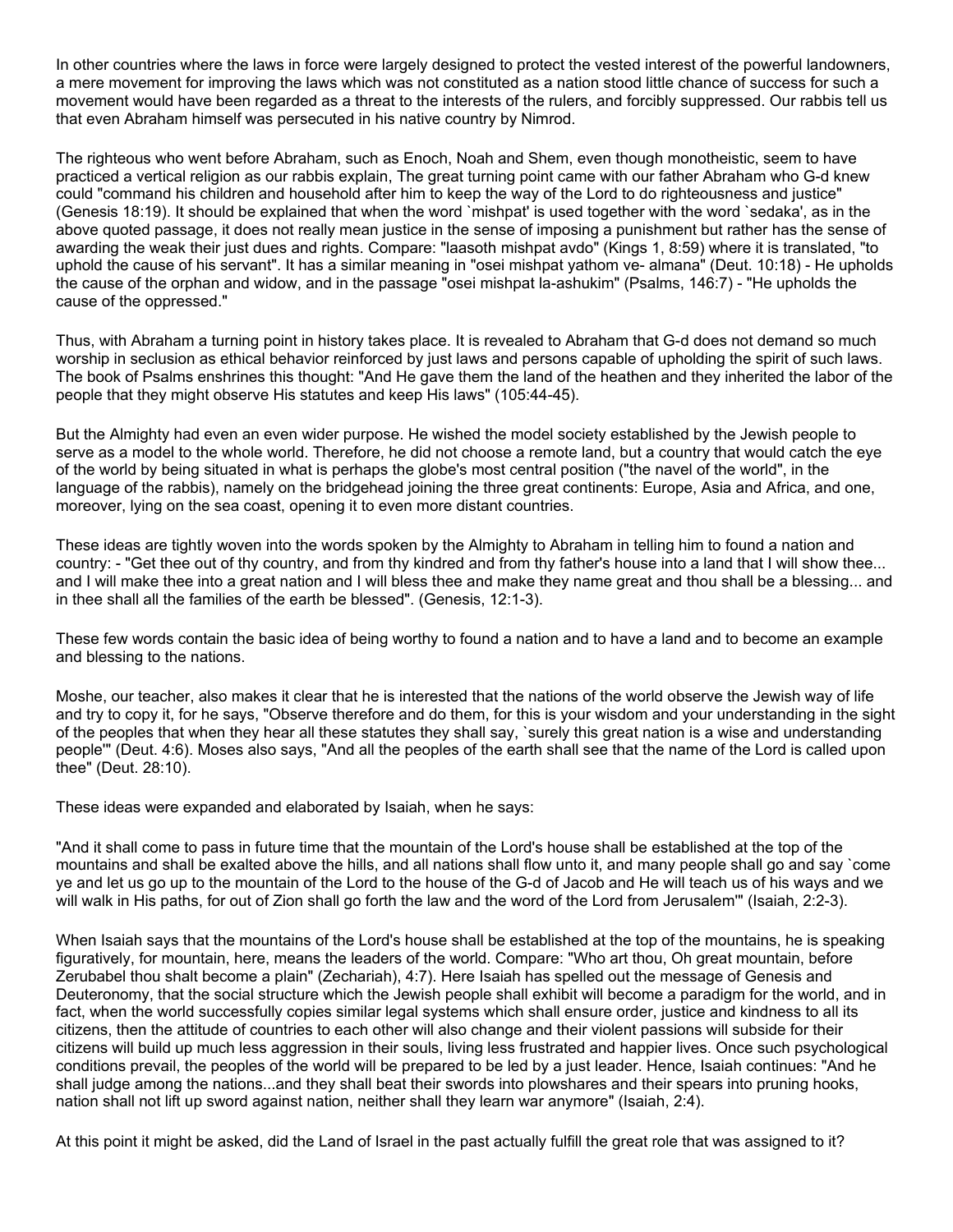In other countries where the laws in force were largely designed to protect the vested interest of the powerful landowners, a mere movement for improving the laws which was not constituted as a nation stood little chance of success for such a movement would have been regarded as a threat to the interests of the rulers, and forcibly suppressed. Our rabbis tell us that even Abraham himself was persecuted in his native country by Nimrod.

The righteous who went before Abraham, such as Enoch, Noah and Shem, even though monotheistic, seem to have practiced a vertical religion as our rabbis explain, The great turning point came with our father Abraham who G-d knew could "command his children and household after him to keep the way of the Lord to do righteousness and justice" (Genesis 18:19). It should be explained that when the word `mishpat' is used together with the word `sedaka', as in the above quoted passage, it does not really mean justice in the sense of imposing a punishment but rather has the sense of awarding the weak their just dues and rights. Compare: "laasoth mishpat avdo" (Kings 1, 8:59) where it is translated, "to uphold the cause of his servant". It has a similar meaning in "osei mishpat yathom ve- almana" (Deut. 10:18) - He upholds the cause of the orphan and widow, and in the passage "osei mishpat la-ashukim" (Psalms, 146:7) - "He upholds the cause of the oppressed."

Thus, with Abraham a turning point in history takes place. It is revealed to Abraham that G-d does not demand so much worship in seclusion as ethical behavior reinforced by just laws and persons capable of upholding the spirit of such laws. The book of Psalms enshrines this thought: "And He gave them the land of the heathen and they inherited the labor of the people that they might observe His statutes and keep His laws" (105:44-45).

But the Almighty had even an even wider purpose. He wished the model society established by the Jewish people to serve as a model to the whole world. Therefore, he did not choose a remote land, but a country that would catch the eye of the world by being situated in what is perhaps the globe's most central position ("the navel of the world", in the language of the rabbis), namely on the bridgehead joining the three great continents: Europe, Asia and Africa, and one, moreover, lying on the sea coast, opening it to even more distant countries.

These ideas are tightly woven into the words spoken by the Almighty to Abraham in telling him to found a nation and country: - "Get thee out of thy country, and from thy kindred and from thy father's house into a land that I will show thee... and I will make thee into a great nation and I will bless thee and make they name great and thou shall be a blessing... and in thee shall all the families of the earth be blessed". (Genesis, 12:1-3).

These few words contain the basic idea of being worthy to found a nation and to have a land and to become an example and blessing to the nations.

Moshe, our teacher, also makes it clear that he is interested that the nations of the world observe the Jewish way of life and try to copy it, for he says, "Observe therefore and do them, for this is your wisdom and your understanding in the sight of the peoples that when they hear all these statutes they shall say, `surely this great nation is a wise and understanding people'" (Deut. 4:6). Moses also says, "And all the peoples of the earth shall see that the name of the Lord is called upon thee" (Deut. 28:10).

These ideas were expanded and elaborated by Isaiah, when he says:

"And it shall come to pass in future time that the mountain of the Lord's house shall be established at the top of the mountains and shall be exalted above the hills, and all nations shall flow unto it, and many people shall go and say `come ye and let us go up to the mountain of the Lord to the house of the G-d of Jacob and He will teach us of his ways and we will walk in His paths, for out of Zion shall go forth the law and the word of the Lord from Jerusalem'" (Isaiah, 2:2-3).

When Isaiah says that the mountains of the Lord's house shall be established at the top of the mountains, he is speaking figuratively, for mountain, here, means the leaders of the world. Compare: "Who art thou, Oh great mountain, before Zerubabel thou shalt become a plain" (Zechariah), 4:7). Here Isaiah has spelled out the message of Genesis and Deuteronomy, that the social structure which the Jewish people shall exhibit will become a paradigm for the world, and in fact, when the world successfully copies similar legal systems which shall ensure order, justice and kindness to all its citizens, then the attitude of countries to each other will also change and their violent passions will subside for their citizens will build up much less aggression in their souls, living less frustrated and happier lives. Once such psychological conditions prevail, the peoples of the world will be prepared to be led by a just leader. Hence, Isaiah continues: "And he shall judge among the nations...and they shall beat their swords into plowshares and their spears into pruning hooks, nation shall not lift up sword against nation, neither shall they learn war anymore" (Isaiah, 2:4).

At this point it might be asked, did the Land of Israel in the past actually fulfill the great role that was assigned to it?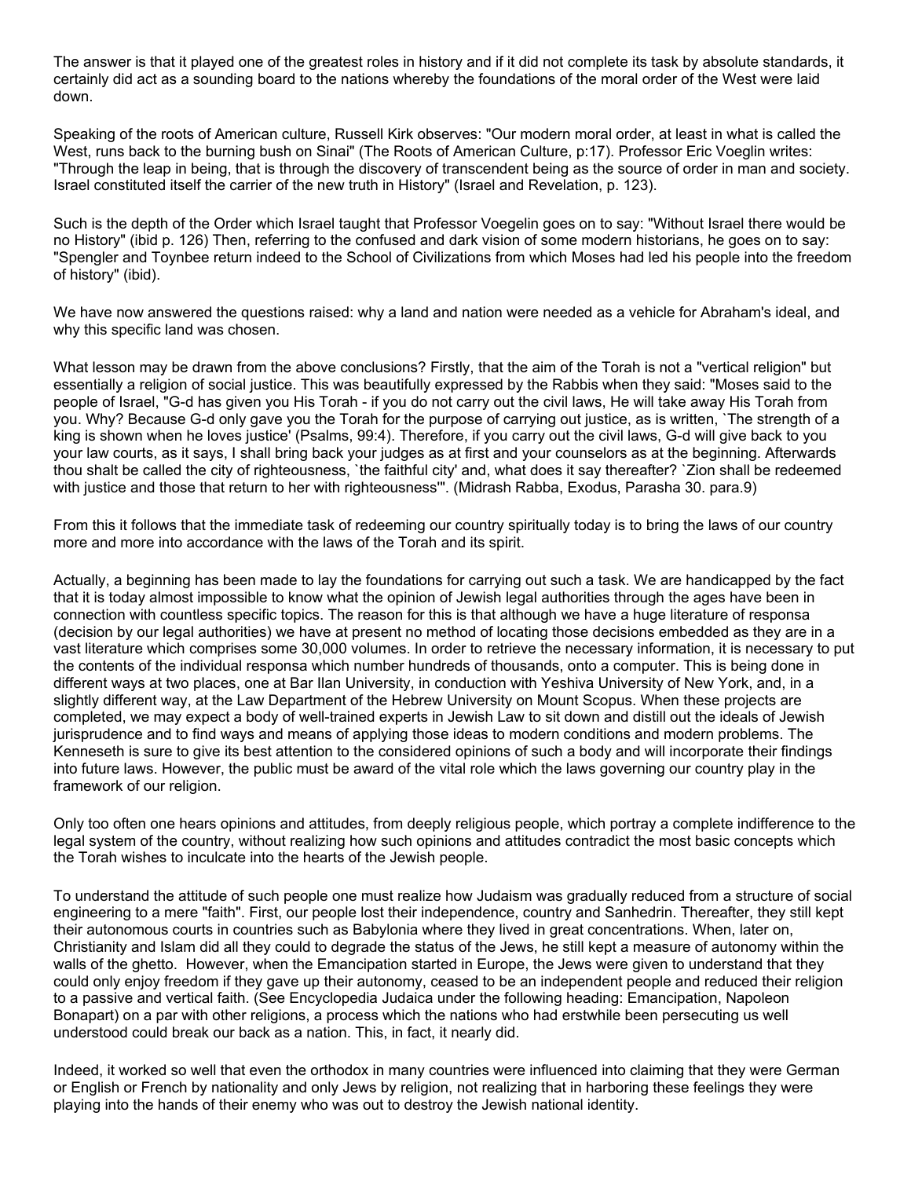The answer is that it played one of the greatest roles in history and if it did not complete its task by absolute standards, it certainly did act as a sounding board to the nations whereby the foundations of the moral order of the West were laid down.

Speaking of the roots of American culture, Russell Kirk observes: "Our modern moral order, at least in what is called the West, runs back to the burning bush on Sinai" (The Roots of American Culture, p:17). Professor Eric Voeglin writes: "Through the leap in being, that is through the discovery of transcendent being as the source of order in man and society. Israel constituted itself the carrier of the new truth in History" (Israel and Revelation, p. 123).

Such is the depth of the Order which Israel taught that Professor Voegelin goes on to say: "Without Israel there would be no History" (ibid p. 126) Then, referring to the confused and dark vision of some modern historians, he goes on to say: "Spengler and Toynbee return indeed to the School of Civilizations from which Moses had led his people into the freedom of history" (ibid).

We have now answered the questions raised: why a land and nation were needed as a vehicle for Abraham's ideal, and why this specific land was chosen.

What lesson may be drawn from the above conclusions? Firstly, that the aim of the Torah is not a "vertical religion" but essentially a religion of social justice. This was beautifully expressed by the Rabbis when they said: "Moses said to the people of Israel, "G-d has given you His Torah - if you do not carry out the civil laws, He will take away His Torah from you. Why? Because G-d only gave you the Torah for the purpose of carrying out justice, as is written, `The strength of a king is shown when he loves justice' (Psalms, 99:4). Therefore, if you carry out the civil laws, G-d will give back to you your law courts, as it says, I shall bring back your judges as at first and your counselors as at the beginning. Afterwards thou shalt be called the city of righteousness, `the faithful city' and, what does it say thereafter? `Zion shall be redeemed with justice and those that return to her with righteousness'". (Midrash Rabba, Exodus, Parasha 30. para.9)

From this it follows that the immediate task of redeeming our country spiritually today is to bring the laws of our country more and more into accordance with the laws of the Torah and its spirit.

Actually, a beginning has been made to lay the foundations for carrying out such a task. We are handicapped by the fact that it is today almost impossible to know what the opinion of Jewish legal authorities through the ages have been in connection with countless specific topics. The reason for this is that although we have a huge literature of responsa (decision by our legal authorities) we have at present no method of locating those decisions embedded as they are in a vast literature which comprises some 30,000 volumes. In order to retrieve the necessary information, it is necessary to put the contents of the individual responsa which number hundreds of thousands, onto a computer. This is being done in different ways at two places, one at Bar Ilan University, in conduction with Yeshiva University of New York, and, in a slightly different way, at the Law Department of the Hebrew University on Mount Scopus. When these projects are completed, we may expect a body of well-trained experts in Jewish Law to sit down and distill out the ideals of Jewish jurisprudence and to find ways and means of applying those ideas to modern conditions and modern problems. The Kenneseth is sure to give its best attention to the considered opinions of such a body and will incorporate their findings into future laws. However, the public must be award of the vital role which the laws governing our country play in the framework of our religion.

Only too often one hears opinions and attitudes, from deeply religious people, which portray a complete indifference to the legal system of the country, without realizing how such opinions and attitudes contradict the most basic concepts which the Torah wishes to inculcate into the hearts of the Jewish people.

To understand the attitude of such people one must realize how Judaism was gradually reduced from a structure of social engineering to a mere "faith". First, our people lost their independence, country and Sanhedrin. Thereafter, they still kept their autonomous courts in countries such as Babylonia where they lived in great concentrations. When, later on, Christianity and Islam did all they could to degrade the status of the Jews, he still kept a measure of autonomy within the walls of the ghetto. However, when the Emancipation started in Europe, the Jews were given to understand that they could only enjoy freedom if they gave up their autonomy, ceased to be an independent people and reduced their religion to a passive and vertical faith. (See Encyclopedia Judaica under the following heading: Emancipation, Napoleon Bonapart) on a par with other religions, a process which the nations who had erstwhile been persecuting us well understood could break our back as a nation. This, in fact, it nearly did.

Indeed, it worked so well that even the orthodox in many countries were influenced into claiming that they were German or English or French by nationality and only Jews by religion, not realizing that in harboring these feelings they were playing into the hands of their enemy who was out to destroy the Jewish national identity.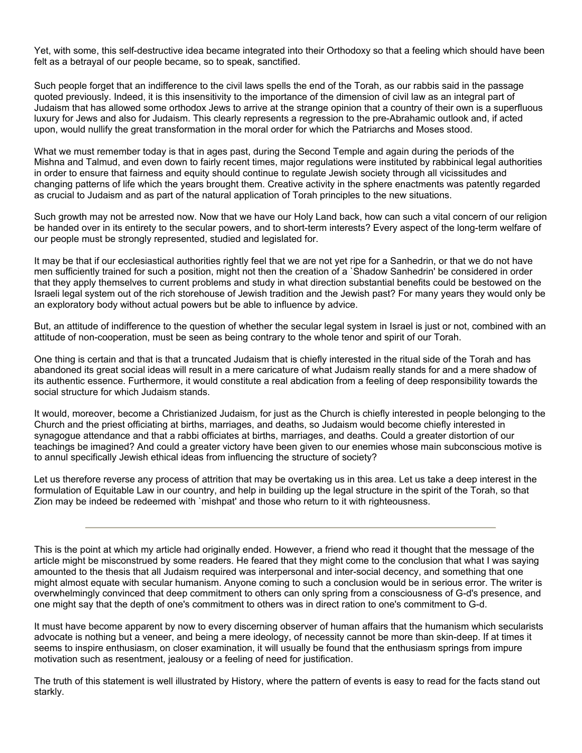Yet, with some, this self-destructive idea became integrated into their Orthodoxy so that a feeling which should have been felt as a betrayal of our people became, so to speak, sanctified.

Such people forget that an indifference to the civil laws spells the end of the Torah, as our rabbis said in the passage quoted previously. Indeed, it is this insensitivity to the importance of the dimension of civil law as an integral part of Judaism that has allowed some orthodox Jews to arrive at the strange opinion that a country of their own is a superfluous luxury for Jews and also for Judaism. This clearly represents a regression to the pre-Abrahamic outlook and, if acted upon, would nullify the great transformation in the moral order for which the Patriarchs and Moses stood.

What we must remember today is that in ages past, during the Second Temple and again during the periods of the Mishna and Talmud, and even down to fairly recent times, major regulations were instituted by rabbinical legal authorities in order to ensure that fairness and equity should continue to regulate Jewish society through all vicissitudes and changing patterns of life which the years brought them. Creative activity in the sphere enactments was patently regarded as crucial to Judaism and as part of the natural application of Torah principles to the new situations.

Such growth may not be arrested now. Now that we have our Holy Land back, how can such a vital concern of our religion be handed over in its entirety to the secular powers, and to short-term interests? Every aspect of the long-term welfare of our people must be strongly represented, studied and legislated for.

It may be that if our ecclesiastical authorities rightly feel that we are not yet ripe for a Sanhedrin, or that we do not have men sufficiently trained for such a position, might not then the creation of a `Shadow Sanhedrin' be considered in order that they apply themselves to current problems and study in what direction substantial benefits could be bestowed on the Israeli legal system out of the rich storehouse of Jewish tradition and the Jewish past? For many years they would only be an exploratory body without actual powers but be able to influence by advice.

But, an attitude of indifference to the question of whether the secular legal system in Israel is just or not, combined with an attitude of non-cooperation, must be seen as being contrary to the whole tenor and spirit of our Torah.

One thing is certain and that is that a truncated Judaism that is chiefly interested in the ritual side of the Torah and has abandoned its great social ideas will result in a mere caricature of what Judaism really stands for and a mere shadow of its authentic essence. Furthermore, it would constitute a real abdication from a feeling of deep responsibility towards the social structure for which Judaism stands.

It would, moreover, become a Christianized Judaism, for just as the Church is chiefly interested in people belonging to the Church and the priest officiating at births, marriages, and deaths, so Judaism would become chiefly interested in synagogue attendance and that a rabbi officiates at births, marriages, and deaths. Could a greater distortion of our teachings be imagined? And could a greater victory have been given to our enemies whose main subconscious motive is to annul specifically Jewish ethical ideas from influencing the structure of society?

Let us therefore reverse any process of attrition that may be overtaking us in this area. Let us take a deep interest in the formulation of Equitable Law in our country, and help in building up the legal structure in the spirit of the Torah, so that Zion may be indeed be redeemed with `mishpat' and those who return to it with righteousness.

---

This is the point at which my article had originally ended. However, a friend who read it thought that the message of the article might be misconstrued by some readers. He feared that they might come to the conclusion that what I was saying amounted to the thesis that all Judaism required was interpersonal and inter-social decency, and something that one might almost equate with secular humanism. Anyone coming to such a conclusion would be in serious error. The writer is overwhelmingly convinced that deep commitment to others can only spring from a consciousness of G-d's presence, and one might say that the depth of one's commitment to others was in direct ration to one's commitment to G-d.

It must have become apparent by now to every discerning observer of human affairs that the humanism which secularists advocate is nothing but a veneer, and being a mere ideology, of necessity cannot be more than skin-deep. If at times it seems to inspire enthusiasm, on closer examination, it will usually be found that the enthusiasm springs from impure motivation such as resentment, jealousy or a feeling of need for justification.

The truth of this statement is well illustrated by History, where the pattern of events is easy to read for the facts stand out starkly.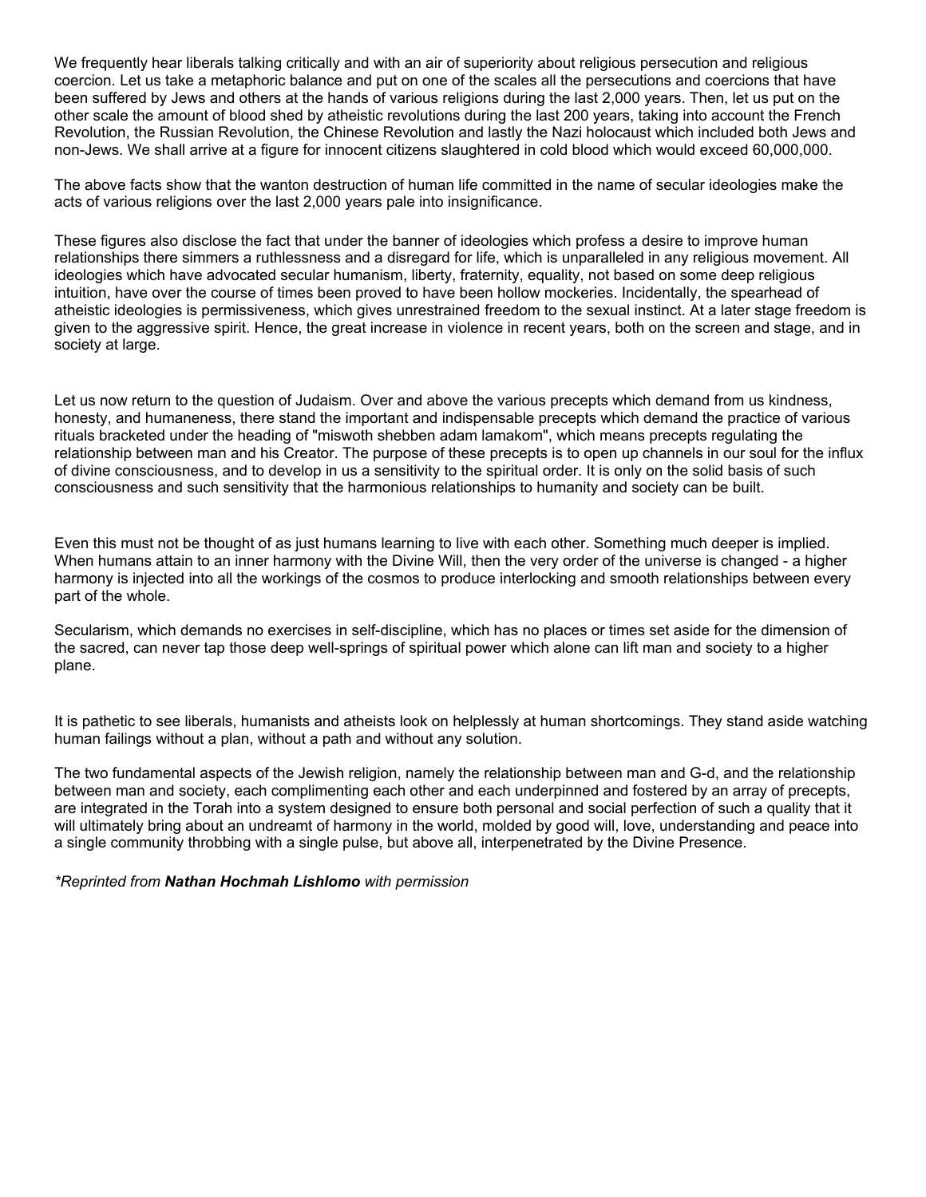We frequently hear liberals talking critically and with an air of superiority about religious persecution and religious coercion. Let us take a metaphoric balance and put on one of the scales all the persecutions and coercions that have been suffered by Jews and others at the hands of various religions during the last 2,000 years. Then, let us put on the other scale the amount of blood shed by atheistic revolutions during the last 200 years, taking into account the French Revolution, the Russian Revolution, the Chinese Revolution and lastly the Nazi holocaust which included both Jews and non-Jews. We shall arrive at a figure for innocent citizens slaughtered in cold blood which would exceed 60,000,000.

The above facts show that the wanton destruction of human life committed in the name of secular ideologies make the acts of various religions over the last 2,000 years pale into insignificance.

These figures also disclose the fact that under the banner of ideologies which profess a desire to improve human relationships there simmers a ruthlessness and a disregard for life, which is unparalleled in any religious movement. All ideologies which have advocated secular humanism, liberty, fraternity, equality, not based on some deep religious intuition, have over the course of times been proved to have been hollow mockeries. Incidentally, the spearhead of atheistic ideologies is permissiveness, which gives unrestrained freedom to the sexual instinct. At a later stage freedom is given to the aggressive spirit. Hence, the great increase in violence in recent years, both on the screen and stage, and in society at large.

Let us now return to the question of Judaism. Over and above the various precepts which demand from us kindness, honesty, and humaneness, there stand the important and indispensable precepts which demand the practice of various rituals bracketed under the heading of "miswoth shebben adam lamakom", which means precepts regulating the relationship between man and his Creator. The purpose of these precepts is to open up channels in our soul for the influx of divine consciousness, and to develop in us a sensitivity to the spiritual order. It is only on the solid basis of such consciousness and such sensitivity that the harmonious relationships to humanity and society can be built.

Even this must not be thought of as just humans learning to live with each other. Something much deeper is implied. When humans attain to an inner harmony with the Divine Will, then the very order of the universe is changed - a higher harmony is injected into all the workings of the cosmos to produce interlocking and smooth relationships between every part of the whole.

Secularism, which demands no exercises in self-discipline, which has no places or times set aside for the dimension of the sacred, can never tap those deep well-springs of spiritual power which alone can lift man and society to a higher plane.

It is pathetic to see liberals, humanists and atheists look on helplessly at human shortcomings. They stand aside watching human failings without a plan, without a path and without any solution.

The two fundamental aspects of the Jewish religion, namely the relationship between man and G-d, and the relationship between man and society, each complimenting each other and each underpinned and fostered by an array of precepts, are integrated in the Torah into a system designed to ensure both personal and social perfection of such a quality that it will ultimately bring about an undreamt of harmony in the world, molded by good will, love, understanding and peace into a single community throbbing with a single pulse, but above all, interpenetrated by the Divine Presence.

*\*Reprinted from **Nathan Hochmah Lishlomo** with permission*